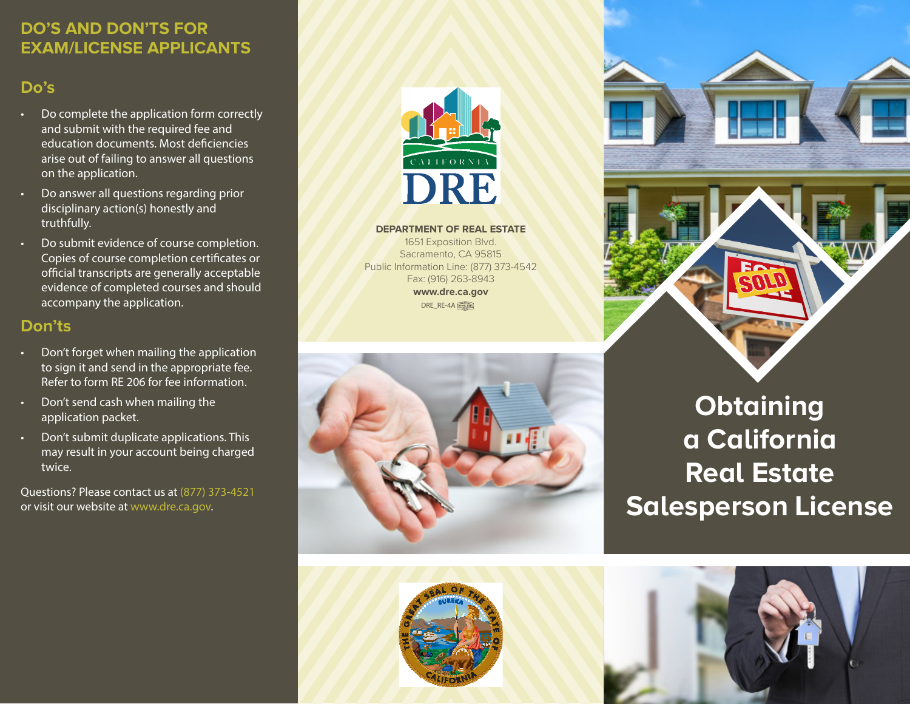# DO'S AND DON'TS FOR EXAM/LICENSE APPLICANTS

## Do's

- Do complete the application form correctly and submit with the required fee and education documents. Most deficiencies arise out of failing to answer all questions on the application.
- Do answer all questions regarding prior disciplinary action(s) honestly and truthfully.
- Do submit evidence of course completion. Copies of course completion certificates or official transcripts are generally acceptable evidence of completed courses and should accompany the application.

## Don'ts

- Don't forget when mailing the application to sign it and send in the appropriate fee. Refer to form RE 206 for fee information.
- Don't send cash when mailing the application packet.
- Don't submit duplicate applications. This may result in your account being charged twice.

Questions? Please contact us at (877) 373-4521 or visit our website at www.dre.ca.gov.

CALIFORNIA DRE

**DEPARTMENT OF REAL ESTATE**
1651 Exposition Blvd.
Sacramento, CA 95815
Public Information Line: (877) 373-4542
Fax: (916) 263-8943
**www.dre.ca.gov**
DRE_RE-4A

# Obtaining a California Real Estate Salesperson License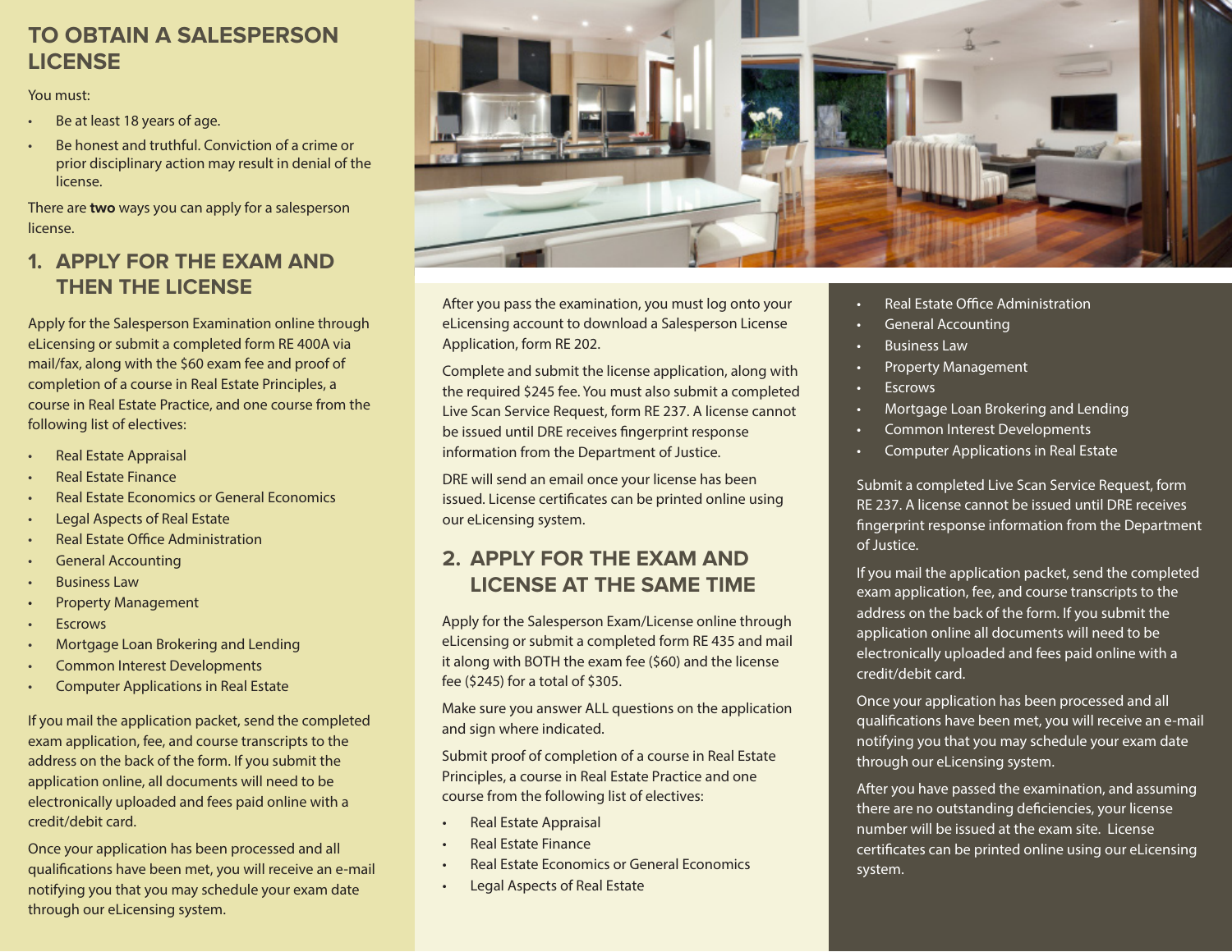## TO OBTAIN A SALESPERSON LICENSE

You must:

- Be at least 18 years of age.
- Be honest and truthful. Conviction of a crime or prior disciplinary action may result in denial of the license.

There are **two** ways you can apply for a salesperson license.

### 1. APPLY FOR THE EXAM AND THEN THE LICENSE

Apply for the Salesperson Examination online through eLicensing or submit a completed form RE 400A via mail/fax, along with the $60 exam fee and proof of completion of a course in Real Estate Principles, a course in Real Estate Practice, and one course from the following list of electives:

- Real Estate Appraisal
- Real Estate Finance
- Real Estate Economics or General Economics
- Legal Aspects of Real Estate
- Real Estate Office Administration
- General Accounting
- Business Law
- Property Management
- Escrows
- Mortgage Loan Brokering and Lending
- Common Interest Developments
- Computer Applications in Real Estate

If you mail the application packet, send the completed exam application, fee, and course transcripts to the address on the back of the form. If you submit the application online, all documents will need to be electronically uploaded and fees paid online with a credit/debit card.

Once your application has been processed and all qualifications have been met, you will receive an e-mail notifying you that you may schedule your exam date through our eLicensing system.

After you pass the examination, you must log onto your eLicensing account to download a Salesperson License Application, form RE 202.

Complete and submit the license application, along with the required $245 fee. You must also submit a completed Live Scan Service Request, form RE 237. A license cannot be issued until DRE receives fingerprint response information from the Department of Justice.

DRE will send an email once your license has been issued. License certificates can be printed online using our eLicensing system.

### 2. APPLY FOR THE EXAM AND LICENSE AT THE SAME TIME

Apply for the Salesperson Exam/License online through eLicensing or submit a completed form RE 435 and mail it along with BOTH the exam fee ($60) and the license fee ($245) for a total of $305.

Make sure you answer ALL questions on the application and sign where indicated.

Submit proof of completion of a course in Real Estate Principles, a course in Real Estate Practice and one course from the following list of electives:

- Real Estate Appraisal
- Real Estate Finance
- Real Estate Economics or General Economics
- Legal Aspects of Real Estate
- Real Estate Office Administration
- General Accounting
- Business Law
- Property Management
- Escrows
- Mortgage Loan Brokering and Lending
- Common Interest Developments
- Computer Applications in Real Estate

Submit a completed Live Scan Service Request, form RE 237. A license cannot be issued until DRE receives fingerprint response information from the Department of Justice.

If you mail the application packet, send the completed exam application, fee, and course transcripts to the address on the back of the form. If you submit the application online all documents will need to be electronically uploaded and fees paid online with a credit/debit card.

Once your application has been processed and all qualifications have been met, you will receive an e-mail notifying you that you may schedule your exam date through our eLicensing system.

After you have passed the examination, and assuming there are no outstanding deficiencies, your license number will be issued at the exam site. License certificates can be printed online using our eLicensing system.